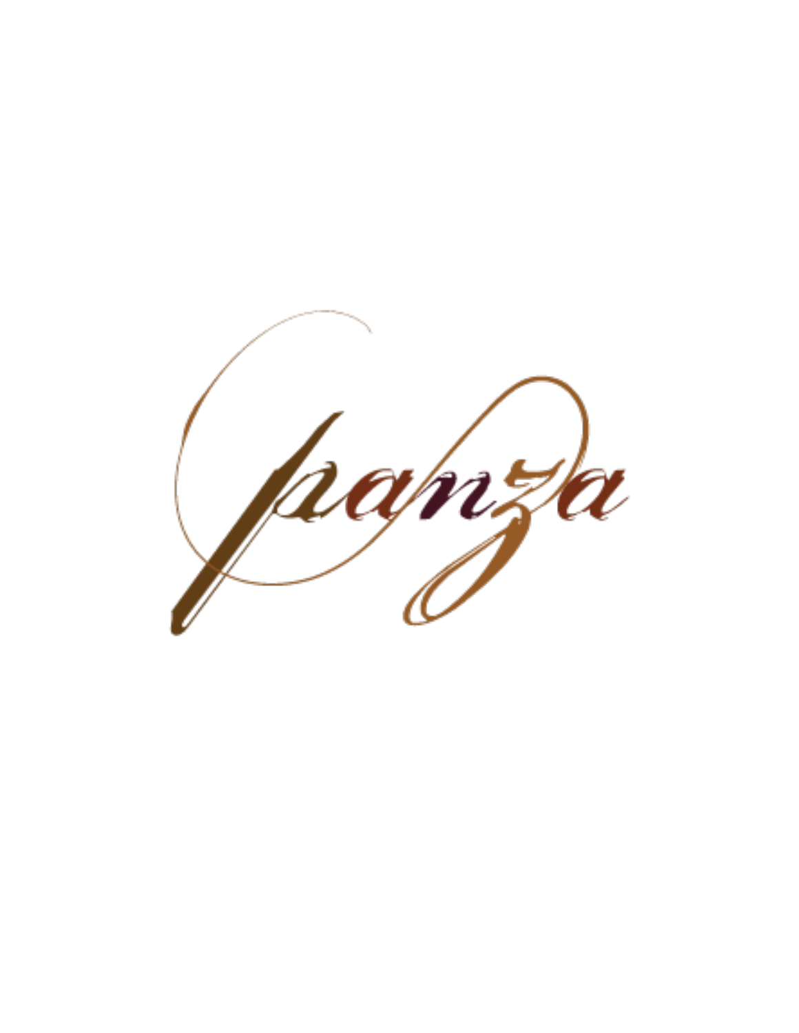# panza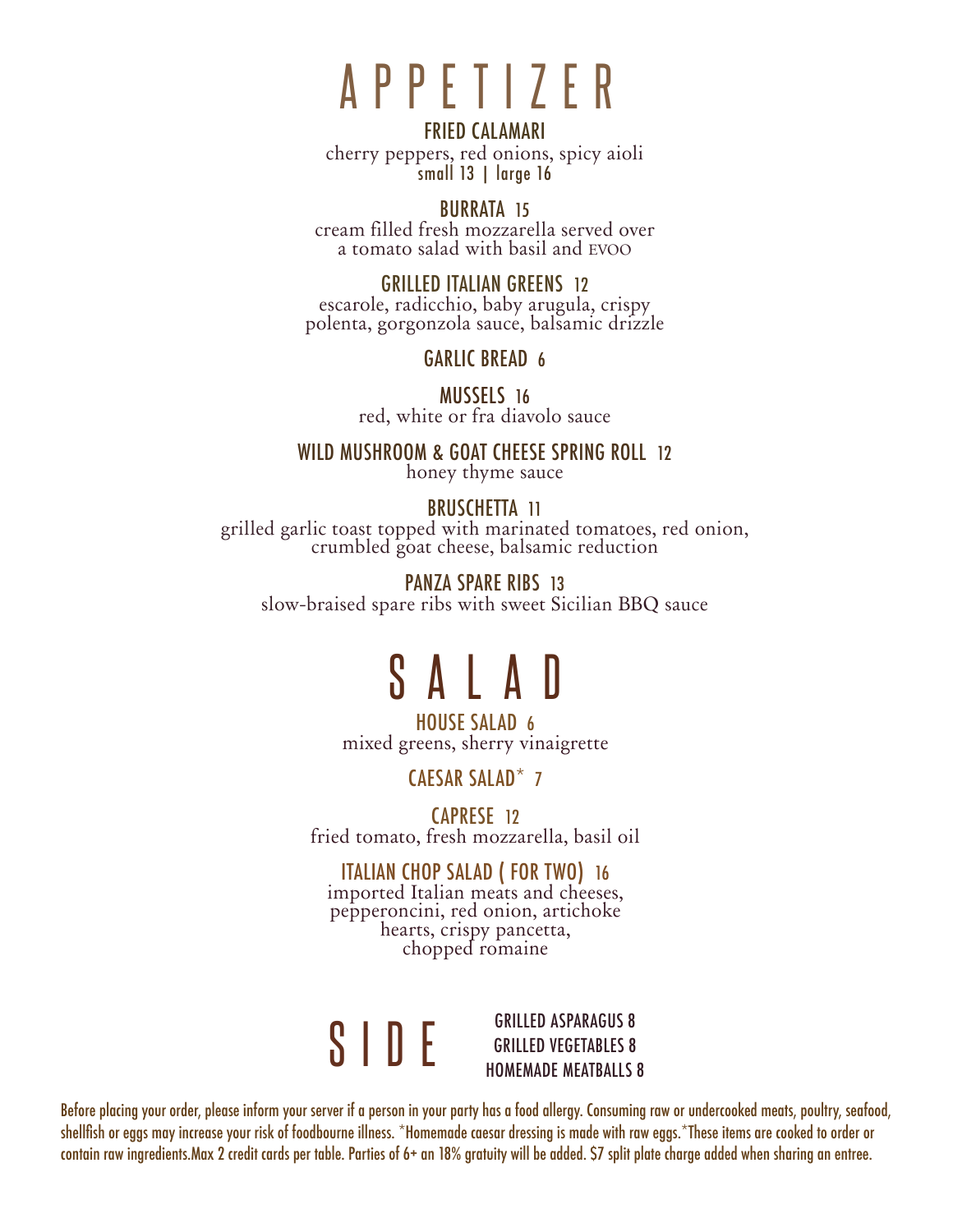# APPETIZER

### FRIED CALAMARI
cherry peppers, red onions, spicy aioli
small 13 | large 16

### BURRATA 15
cream filled fresh mozzarella served over
a tomato salad with basil and EVOO

### GRILLED ITALIAN GREENS 12
escarole, radicchio, baby arugula, crispy
polenta, gorgonzola sauce, balsamic drizzle

### GARLIC BREAD 6

### MUSSELS 16
red, white or fra diavolo sauce

### WILD MUSHROOM & GOAT CHEESE SPRING ROLL 12
honey thyme sauce

### BRUSCHETTA 11
grilled garlic toast topped with marinated tomatoes, red onion,
crumbled goat cheese, balsamic reduction

### PANZA SPARE RIBS 13
slow-braised spare ribs with sweet Sicilian BBQ sauce

# SALAD

### HOUSE SALAD 6
mixed greens, sherry vinaigrette

### CAESAR SALAD* 7

### CAPRESE 12
fried tomato, fresh mozzarella, basil oil

### ITALIAN CHOP SALAD ( FOR TWO) 16
imported Italian meats and cheeses,
pepperoncini, red onion, artichoke
hearts, crispy pancetta,
chopped romaine

# SIDE

GRILLED ASPARAGUS 8
GRILLED VEGETABLES 8
HOMEMADE MEATBALLS 8

Before placing your order, please inform your server if a person in your party has a food allergy. Consuming raw or undercooked meats, poultry, seafood, shellfish or eggs may increase your risk of foodbourne illness. *Homemade caesar dressing is made with raw eggs.*These items are cooked to order or contain raw ingredients.Max 2 credit cards per table. Parties of 6+ an 18% gratuity will be added. $7 split plate charge added when sharing an entree.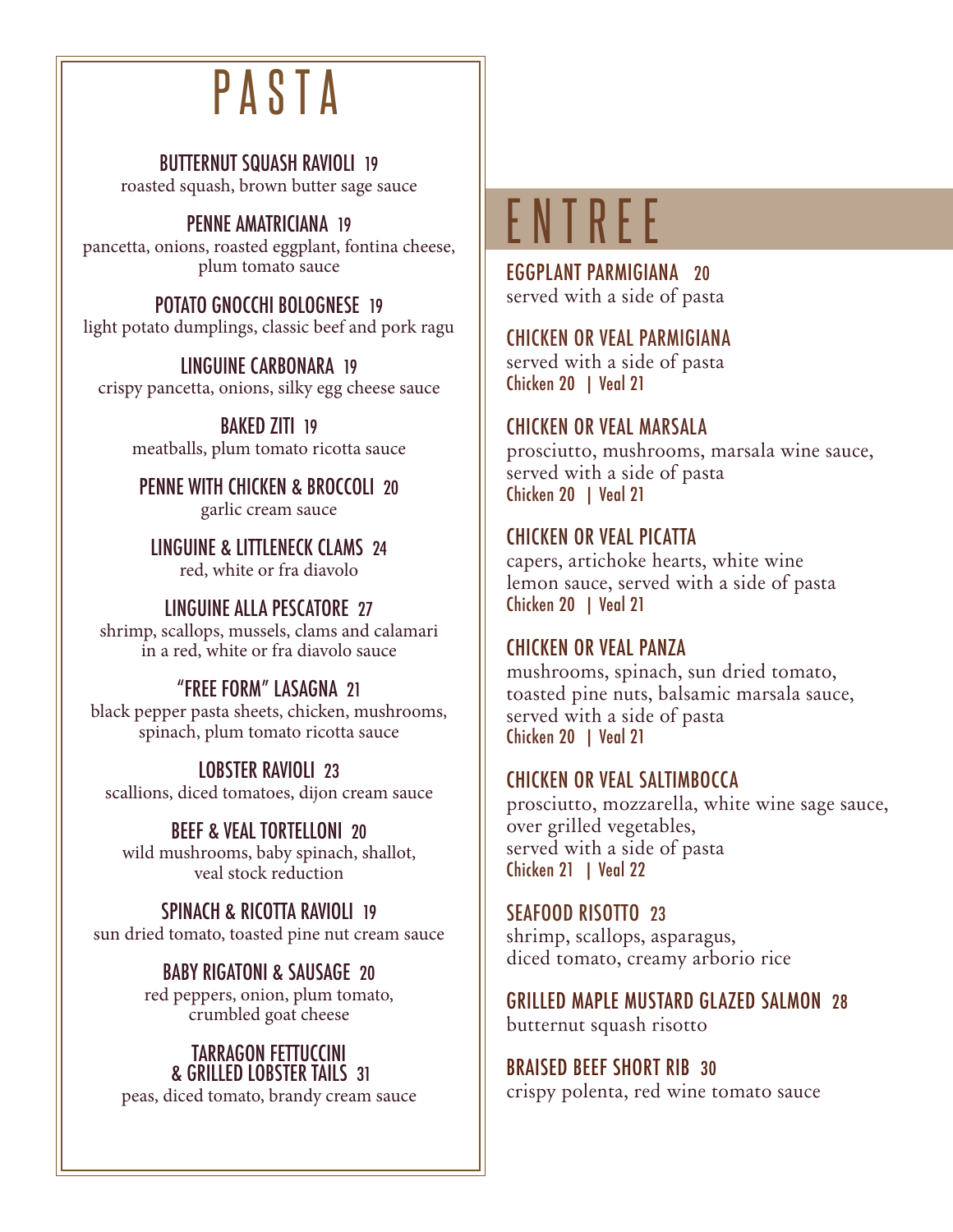# PASTA

**BUTTERNUT SQUASH RAVIOLI** 19
roasted squash, brown butter sage sauce

**PENNE AMATRICIANA** 19
pancetta, onions, roasted eggplant, fontina cheese, plum tomato sauce

**POTATO GNOCCHI BOLOGNESE** 19
light potato dumplings, classic beef and pork ragu

**LINGUINE CARBONARA** 19
crispy pancetta, onions, silky egg cheese sauce

**BAKED ZITI** 19
meatballs, plum tomato ricotta sauce

**PENNE WITH CHICKEN & BROCCOLI** 20
garlic cream sauce

**LINGUINE & LITTLENECK CLAMS** 24
red, white or fra diavolo

**LINGUINE ALLA PESCATORE** 27
shrimp, scallops, mussels, clams and calamari in a red, white or fra diavolo sauce

**"FREE FORM" LASAGNA** 21
black pepper pasta sheets, chicken, mushrooms, spinach, plum tomato ricotta sauce

**LOBSTER RAVIOLI** 23
scallions, diced tomatoes, dijon cream sauce

**BEEF & VEAL TORTELLONI** 20
wild mushrooms, baby spinach, shallot, veal stock reduction

**SPINACH & RICOTTA RAVIOLI** 19
sun dried tomato, toasted pine nut cream sauce

**BABY RIGATONI & SAUSAGE** 20
red peppers, onion, plum tomato, crumbled goat cheese

**TARRAGON FETTUCCINI & GRILLED LOBSTER TAILS** 31
peas, diced tomato, brandy cream sauce

# ENTREE

**EGGPLANT PARMIGIANA** 20
served with a side of pasta

**CHICKEN OR VEAL PARMIGIANA**
served with a side of pasta
Chicken 20 | Veal 21

**CHICKEN OR VEAL MARSALA**
prosciutto, mushrooms, marsala wine sauce, served with a side of pasta
Chicken 20 | Veal 21

**CHICKEN OR VEAL PICATTA**
capers, artichoke hearts, white wine lemon sauce, served with a side of pasta
Chicken 20 | Veal 21

**CHICKEN OR VEAL PANZA**
mushrooms, spinach, sun dried tomato, toasted pine nuts, balsamic marsala sauce, served with a side of pasta
Chicken 20 | Veal 21

**CHICKEN OR VEAL SALTIMBOCCA**
prosciutto, mozzarella, white wine sage sauce, over grilled vegetables, served with a side of pasta
Chicken 21 | Veal 22

**SEAFOOD RISOTTO** 23
shrimp, scallops, asparagus, diced tomato, creamy arborio rice

**GRILLED MAPLE MUSTARD GLAZED SALMON** 28
butternut squash risotto

**BRAISED BEEF SHORT RIB** 30
crispy polenta, red wine tomato sauce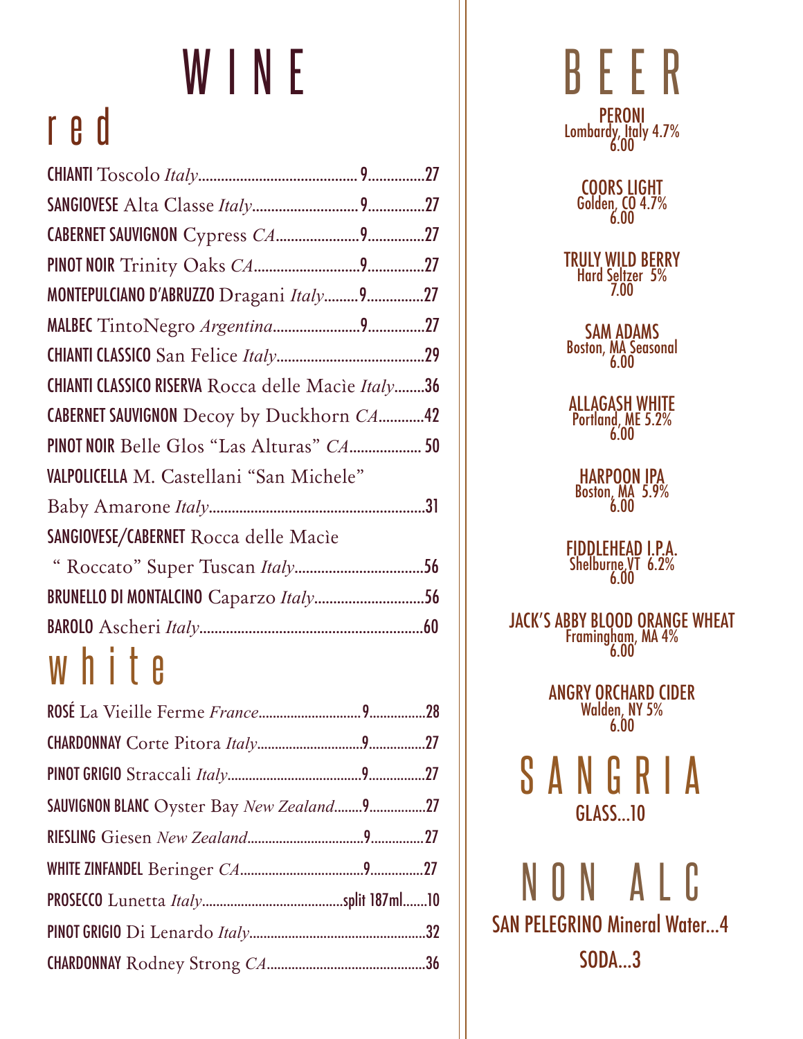# WINE

## red

| | | |
|---|---|---|
| **CHIANTI** Toscolo *Italy* | 9 | 27 |
| **SANGIOVESE** Alta Classe *Italy* | 9 | 27 |
| **CABERNET SAUVIGNON** Cypress *CA* | 9 | 27 |
| **PINOT NOIR** Trinity Oaks *CA* | 9 | 27 |
| **MONTEPULCIANO D'ABRUZZO** Dragani *Italy* | 9 | 27 |
| **MALBEC** TintoNegro *Argentina* | 9 | 27 |
| **CHIANTI CLASSICO** San Felice *Italy* | | 29 |
| **CHIANTI CLASSICO RISERVA** Rocca delle Maciè *Italy* | | 36 |
| **CABERNET SAUVIGNON** Decoy by Duckhorn *CA* | | 42 |
| **PINOT NOIR** Belle Glos "Las Alturas" *CA* | | 50 |
| **VALPOLICELLA** M. Castellani "San Michele" Baby Amarone *Italy* | | 31 |
| **SANGIOVESE/CABERNET** Rocca delle Maciè " Roccato" Super Tuscan *Italy* | | 56 |
| **BRUNELLO DI MONTALCINO** Caparzo *Italy* | | 56 |
| **BAROLO** Ascheri *Italy* | | 60 |

## white

| | | |
|---|---|---|
| **ROSÉ** La Vieille Ferme *France* | 9 | 28 |
| **CHARDONNAY** Corte Pitora *Italy* | 9 | 27 |
| **PINOT GRIGIO** Straccali *Italy* | 9 | 27 |
| **SAUVIGNON BLANC** Oyster Bay *New Zealand* | 9 | 27 |
| **RIESLING** Giesen *New Zealand* | 9 | 27 |
| **WHITE ZINFANDEL** Beringer *CA* | 9 | 27 |
| **PROSECCO** Lunetta *Italy* | split 187ml | 10 |
| **PINOT GRIGIO** Di Lenardo *Italy* | | 32 |
| **CHARDONNAY** Rodney Strong *CA* | | 36 |

# BEER

**PERONI**
Lombardy, Italy 4.7%
6.00

**COORS LIGHT**
Golden, CO 4.7%
6.00

**TRULY WILD BERRY**
Hard Seltzer 5%
7.00

**SAM ADAMS**
Boston, MA Seasonal
6.00

**ALLAGASH WHITE**
Portland, ME 5.2%
6.00

**HARPOON IPA**
Boston, MA 5.9%
6.00

**FIDDLEHEAD I.P.A.**
Shelburne,VT 6.2%
6.00

**JACK'S ABBY BLOOD ORANGE WHEAT**
Framingham, MA 4%
6.00

**ANGRY ORCHARD CIDER**
Walden, NY 5%
6.00

# SANGRIA

GLASS...10

# NON ALC

SAN PELEGRINO Mineral Water...4

SODA...3